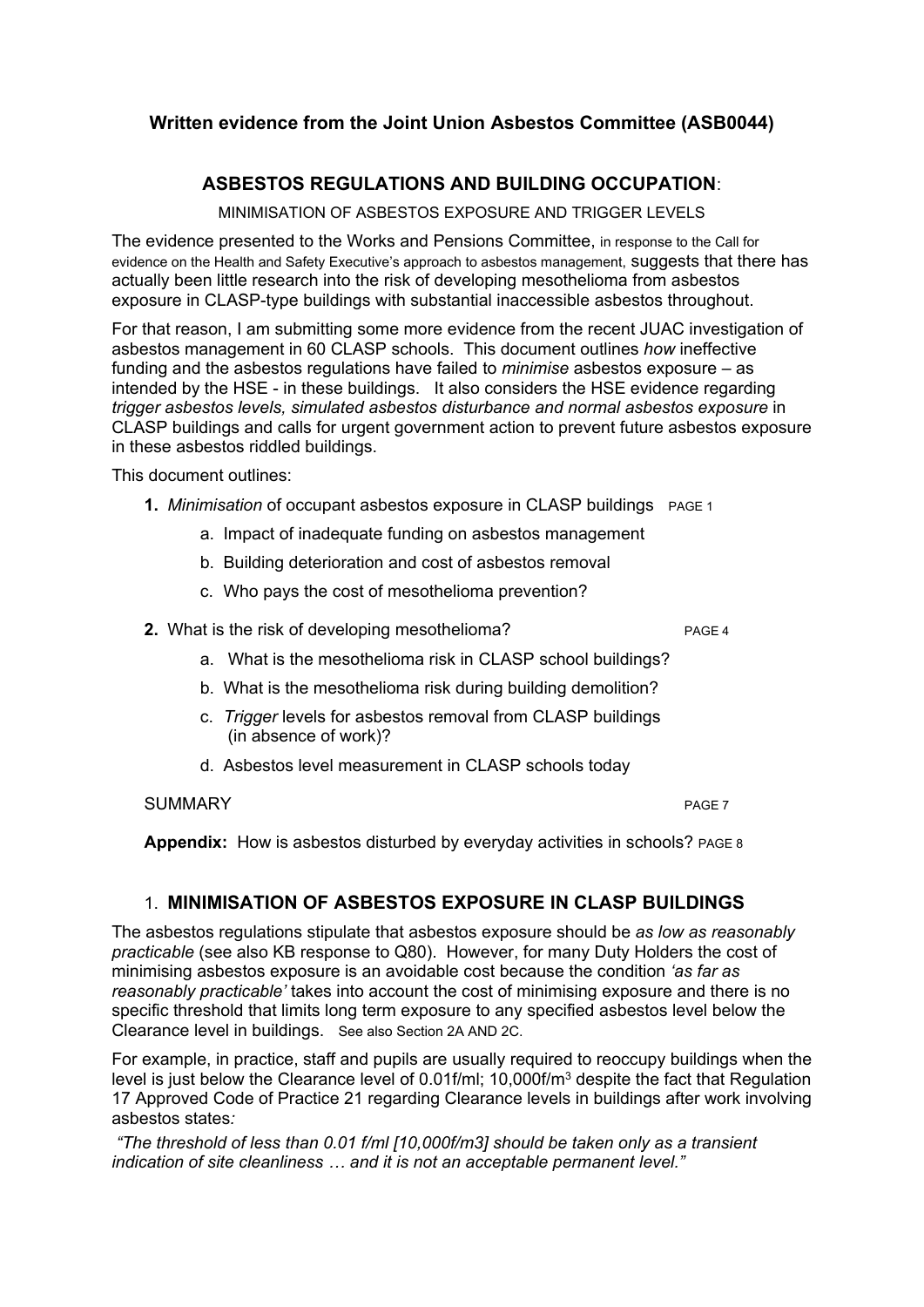**Written evidence from the Joint Union Asbestos Committee (ASB0044)**

## ASBESTOS REGULATIONS AND BUILDING OCCUPATION:

MINIMISATION OF ASBESTOS EXPOSURE AND TRIGGER LEVELS

The evidence presented to the Works and Pensions Committee, in response to the Call for evidence on the Health and Safety Executive's approach to asbestos management, suggests that there has actually been little research into the risk of developing mesothelioma from asbestos exposure in CLASP-type buildings with substantial inaccessible asbestos throughout.

For that reason, I am submitting some more evidence from the recent JUAC investigation of asbestos management in 60 CLASP schools. This document outlines *how* ineffective funding and the asbestos regulations have failed to *minimise* asbestos exposure – as intended by the HSE - in these buildings. It also considers the HSE evidence regarding *trigger asbestos levels, simulated asbestos disturbance and normal asbestos exposure* in CLASP buildings and calls for urgent government action to prevent future asbestos exposure in these asbestos riddled buildings.

This document outlines:

1. *Minimisation* of occupant asbestos exposure in CLASP buildings PAGE 1
    a. Impact of inadequate funding on asbestos management
    b. Building deterioration and cost of asbestos removal
    c. Who pays the cost of mesothelioma prevention?
2. What is the risk of developing mesothelioma? PAGE 4
    a. What is the mesothelioma risk in CLASP school buildings?
    b. What is the mesothelioma risk during building demolition?
    c. *Trigger* levels for asbestos removal from CLASP buildings (in absence of work)?
    d. Asbestos level measurement in CLASP schools today

SUMMARY PAGE 7

**Appendix:** How is asbestos disturbed by everyday activities in schools? PAGE 8

## 1. MINIMISATION OF ASBESTOS EXPOSURE IN CLASP BUILDINGS

The asbestos regulations stipulate that asbestos exposure should be *as low as reasonably practicable* (see also KB response to Q80). However, for many Duty Holders the cost of minimising asbestos exposure is an avoidable cost because the condition *'as far as reasonably practicable'* takes into account the cost of minimising exposure and there is no specific threshold that limits long term exposure to any specified asbestos level below the Clearance level in buildings. See also Section 2A AND 2C.

For example, in practice, staff and pupils are usually required to reoccupy buildings when the level is just below the Clearance level of 0.01f/ml; 10,000f/m$^3$ despite the fact that Regulation 17 Approved Code of Practice 21 regarding Clearance levels in buildings after work involving asbestos states*:*

*"The threshold of less than 0.01 f/ml [10,000f/m3] should be taken only as a transient indication of site cleanliness … and it is not an acceptable permanent level."*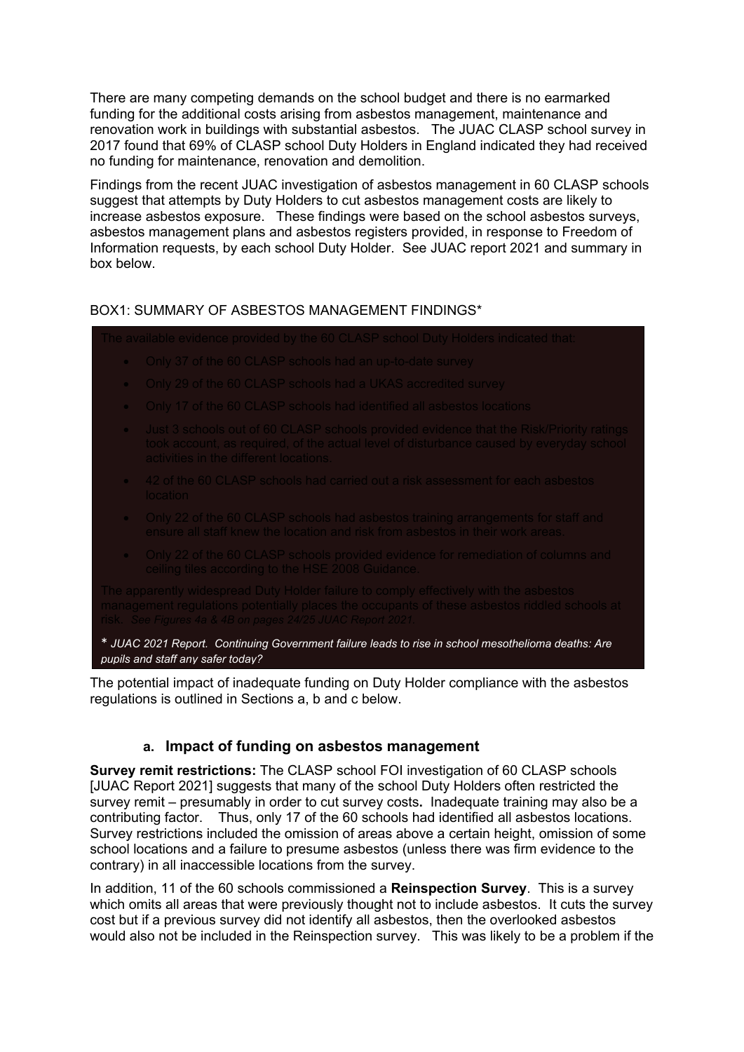There are many competing demands on the school budget and there is no earmarked funding for the additional costs arising from asbestos management, maintenance and renovation work in buildings with substantial asbestos. The JUAC CLASP school survey in 2017 found that 69% of CLASP school Duty Holders in England indicated they had received no funding for maintenance, renovation and demolition.

Findings from the recent JUAC investigation of asbestos management in 60 CLASP schools suggest that attempts by Duty Holders to cut asbestos management costs are likely to increase asbestos exposure. These findings were based on the school asbestos surveys, asbestos management plans and asbestos registers provided, in response to Freedom of Information requests, by each school Duty Holder. See JUAC report 2021 and summary in box below.

BOX1: SUMMARY OF ASBESTOS MANAGEMENT FINDINGS*

The available evidence provided by the 60 CLASP school Duty Holders indicated that:

- Only 37 of the 60 CLASP schools had an up-to-date survey
- Only 29 of the 60 CLASP schools had a UKAS accredited survey
- Only 17 of the 60 CLASP schools had identified all asbestos locations
- Just 3 schools out of 60 CLASP schools provided evidence that the Risk/Priority ratings took account, as required, of the actual level of disturbance caused by everyday school activities in the different locations.
- 42 of the 60 CLASP schools had carried out a risk assessment for each asbestos location
- Only 22 of the 60 CLASP schools had asbestos training arrangements for staff and ensure all staff knew the location and risk from asbestos in their work areas.
- Only 22 of the 60 CLASP schools provided evidence for remediation of columns and ceiling tiles according to the HSE 2008 Guidance.

The apparently widespread Duty Holder failure to comply effectively with the asbestos management regulations potentially places the occupants of these asbestos riddled schools at risk. *See Figures 4a & 4B on pages 24/25 JUAC Report 2021.*

\* *JUAC 2021 Report. Continuing Government failure leads to rise in school mesothelioma deaths: Are pupils and staff any safer today?*

The potential impact of inadequate funding on Duty Holder compliance with the asbestos regulations is outlined in Sections a, b and c below.

### a. Impact of funding on asbestos management

**Survey remit restrictions:** The CLASP school FOI investigation of 60 CLASP schools [JUAC Report 2021] suggests that many of the school Duty Holders often restricted the survey remit – presumably in order to cut survey costs**.** Inadequate training may also be a contributing factor. Thus, only 17 of the 60 schools had identified all asbestos locations. Survey restrictions included the omission of areas above a certain height, omission of some school locations and a failure to presume asbestos (unless there was firm evidence to the contrary) in all inaccessible locations from the survey.

In addition, 11 of the 60 schools commissioned a **Reinspection Survey**. This is a survey which omits all areas that were previously thought not to include asbestos. It cuts the survey cost but if a previous survey did not identify all asbestos, then the overlooked asbestos would also not be included in the Reinspection survey. This was likely to be a problem if the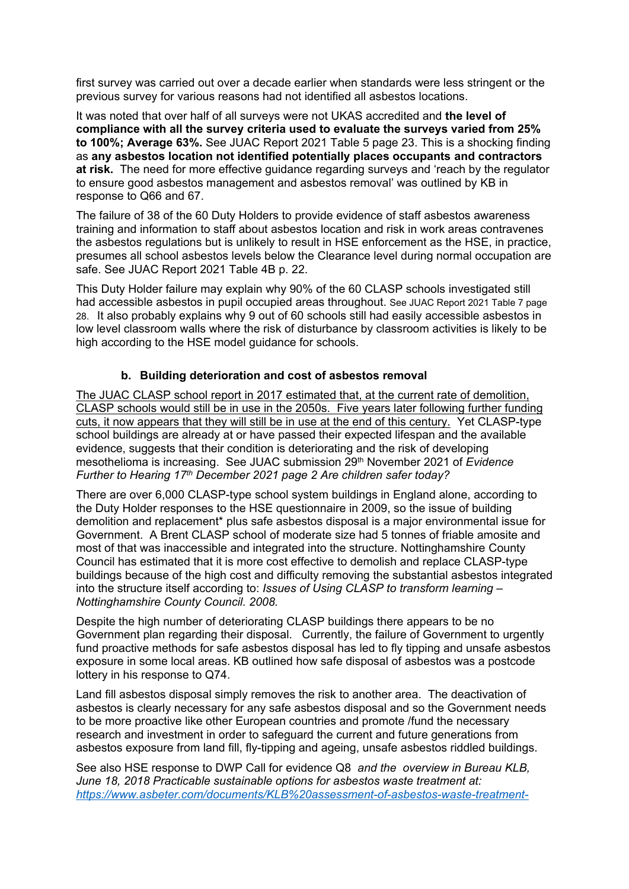first survey was carried out over a decade earlier when standards were less stringent or the previous survey for various reasons had not identified all asbestos locations.

It was noted that over half of all surveys were not UKAS accredited and **the level of compliance with all the survey criteria used to evaluate the surveys varied from 25% to 100%; Average 63%.** See JUAC Report 2021 Table 5 page 23. This is a shocking finding as **any asbestos location not identified potentially places occupants and contractors at risk.** The need for more effective guidance regarding surveys and 'reach by the regulator to ensure good asbestos management and asbestos removal' was outlined by KB in response to Q66 and 67.

The failure of 38 of the 60 Duty Holders to provide evidence of staff asbestos awareness training and information to staff about asbestos location and risk in work areas contravenes the asbestos regulations but is unlikely to result in HSE enforcement as the HSE, in practice, presumes all school asbestos levels below the Clearance level during normal occupation are safe. See JUAC Report 2021 Table 4B p. 22.

This Duty Holder failure may explain why 90% of the 60 CLASP schools investigated still had accessible asbestos in pupil occupied areas throughout. See JUAC Report 2021 Table 7 page 28. It also probably explains why 9 out of 60 schools still had easily accessible asbestos in low level classroom walls where the risk of disturbance by classroom activities is likely to be high according to the HSE model guidance for schools.

### b. Building deterioration and cost of asbestos removal

<u>The JUAC CLASP school report in 2017 estimated that, at the current rate of demolition, CLASP schools would still be in use in the 2050s. Five years later following further funding cuts, it now appears that they will still be in use at the end of this century.</u> Yet CLASP-type school buildings are already at or have passed their expected lifespan and the available evidence, suggests that their condition is deteriorating and the risk of developing mesothelioma is increasing. See JUAC submission 29th November 2021 of *Evidence Further to Hearing 17th December 2021 page 2 Are children safer today?*

There are over 6,000 CLASP-type school system buildings in England alone, according to the Duty Holder responses to the HSE questionnaire in 2009, so the issue of building demolition and replacement* plus safe asbestos disposal is a major environmental issue for Government. A Brent CLASP school of moderate size had 5 tonnes of friable amosite and most of that was inaccessible and integrated into the structure. Nottinghamshire County Council has estimated that it is more cost effective to demolish and replace CLASP-type buildings because of the high cost and difficulty removing the substantial asbestos integrated into the structure itself according to: *Issues of Using CLASP to transform learning – Nottinghamshire County Council. 2008.*

Despite the high number of deteriorating CLASP buildings there appears to be no Government plan regarding their disposal. Currently, the failure of Government to urgently fund proactive methods for safe asbestos disposal has led to fly tipping and unsafe asbestos exposure in some local areas. KB outlined how safe disposal of asbestos was a postcode lottery in his response to Q74.

Land fill asbestos disposal simply removes the risk to another area. The deactivation of asbestos is clearly necessary for any safe asbestos disposal and so the Government needs to be more proactive like other European countries and promote /fund the necessary research and investment in order to safeguard the current and future generations from asbestos exposure from land fill, fly-tipping and ageing, unsafe asbestos riddled buildings.

See also HSE response to DWP Call for evidence Q8 *and the overview in Bureau KLB, June 18, 2018 Practicable sustainable options for asbestos waste treatment at:* *https://www.asbeter.com/documents/KLB%20assessment-of-asbestos-waste-treatment-*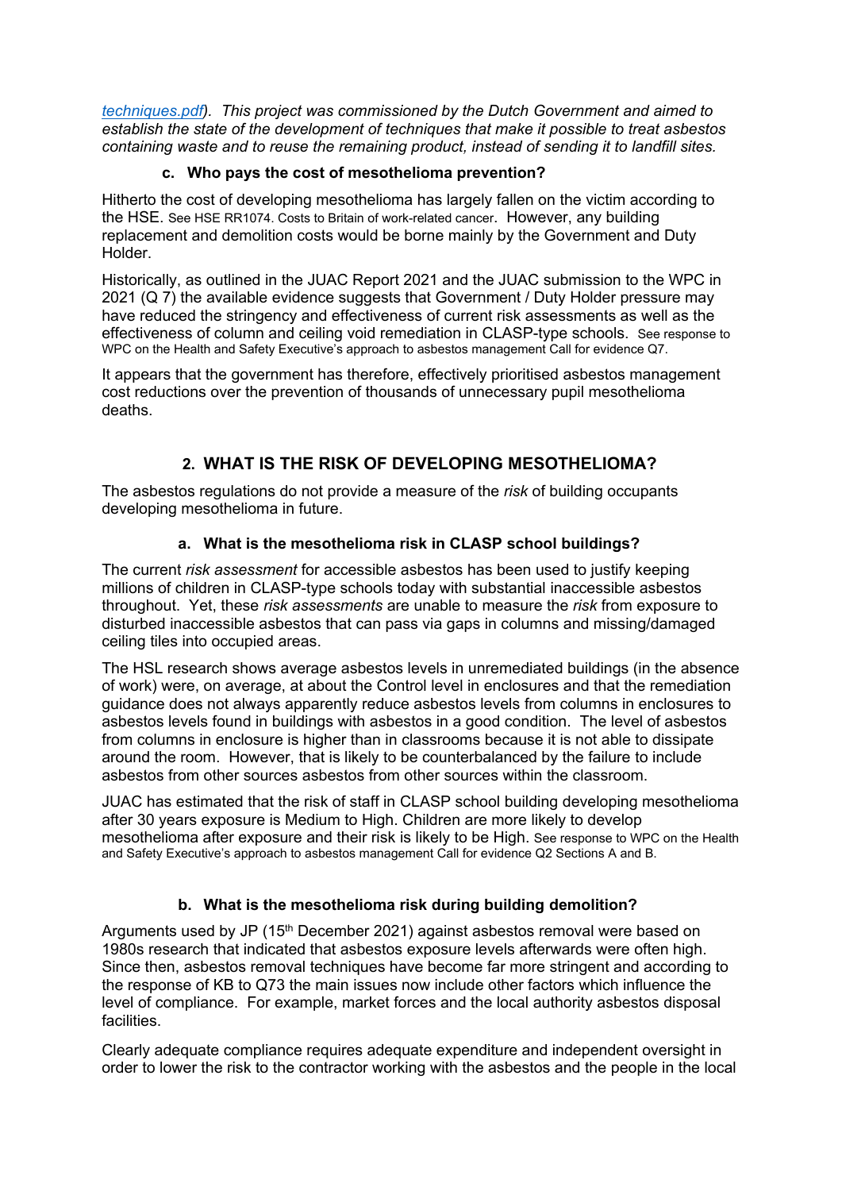*[techniques.pdf](techniques.pdf)). This project was commissioned by the Dutch Government and aimed to establish the state of the development of techniques that make it possible to treat asbestos containing waste and to reuse the remaining product, instead of sending it to landfill sites.*

### c. Who pays the cost of mesothelioma prevention?

Hitherto the cost of developing mesothelioma has largely fallen on the victim according to the HSE. See HSE RR1074. Costs to Britain of work-related cancer. However, any building replacement and demolition costs would be borne mainly by the Government and Duty Holder.

Historically, as outlined in the JUAC Report 2021 and the JUAC submission to the WPC in 2021 (Q 7) the available evidence suggests that Government / Duty Holder pressure may have reduced the stringency and effectiveness of current risk assessments as well as the effectiveness of column and ceiling void remediation in CLASP-type schools. See response to WPC on the Health and Safety Executive's approach to asbestos management Call for evidence Q7.

It appears that the government has therefore, effectively prioritised asbestos management cost reductions over the prevention of thousands of unnecessary pupil mesothelioma deaths.

## 2. WHAT IS THE RISK OF DEVELOPING MESOTHELIOMA?

The asbestos regulations do not provide a measure of the *risk* of building occupants developing mesothelioma in future.

### a. What is the mesothelioma risk in CLASP school buildings?

The current *risk assessment* for accessible asbestos has been used to justify keeping millions of children in CLASP-type schools today with substantial inaccessible asbestos throughout. Yet, these *risk assessments* are unable to measure the *risk* from exposure to disturbed inaccessible asbestos that can pass via gaps in columns and missing/damaged ceiling tiles into occupied areas.

The HSL research shows average asbestos levels in unremediated buildings (in the absence of work) were, on average, at about the Control level in enclosures and that the remediation guidance does not always apparently reduce asbestos levels from columns in enclosures to asbestos levels found in buildings with asbestos in a good condition. The level of asbestos from columns in enclosure is higher than in classrooms because it is not able to dissipate around the room. However, that is likely to be counterbalanced by the failure to include asbestos from other sources asbestos from other sources within the classroom.

JUAC has estimated that the risk of staff in CLASP school building developing mesothelioma after 30 years exposure is Medium to High. Children are more likely to develop mesothelioma after exposure and their risk is likely to be High. See response to WPC on the Health and Safety Executive's approach to asbestos management Call for evidence Q2 Sections A and B.

### b. What is the mesothelioma risk during building demolition?

Arguments used by JP (15th December 2021) against asbestos removal were based on 1980s research that indicated that asbestos exposure levels afterwards were often high. Since then, asbestos removal techniques have become far more stringent and according to the response of KB to Q73 the main issues now include other factors which influence the level of compliance. For example, market forces and the local authority asbestos disposal facilities.

Clearly adequate compliance requires adequate expenditure and independent oversight in order to lower the risk to the contractor working with the asbestos and the people in the local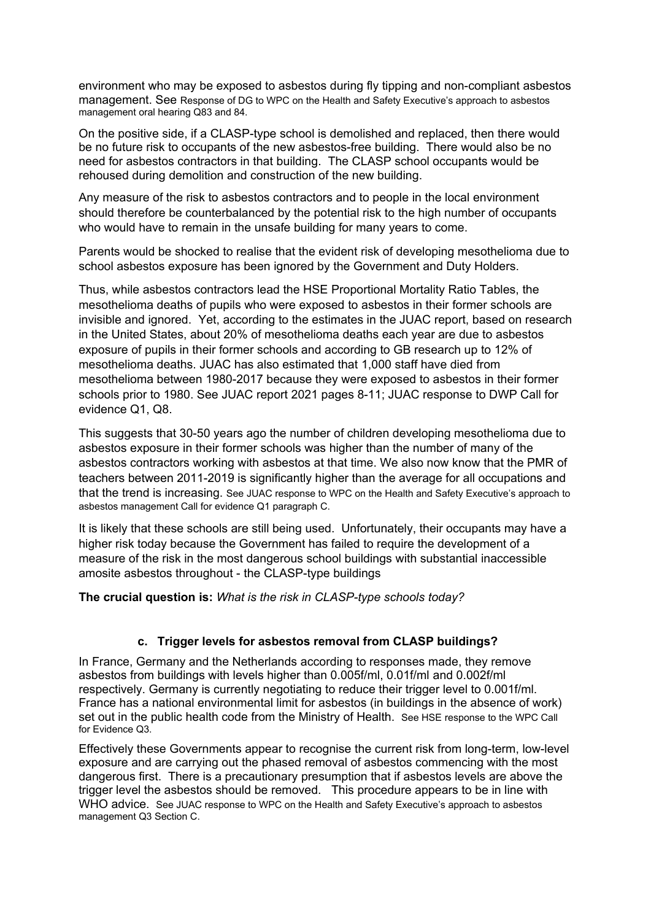environment who may be exposed to asbestos during fly tipping and non-compliant asbestos management. See Response of DG to WPC on the Health and Safety Executive's approach to asbestos management oral hearing Q83 and 84.

On the positive side, if a CLASP-type school is demolished and replaced, then there would be no future risk to occupants of the new asbestos-free building. There would also be no need for asbestos contractors in that building. The CLASP school occupants would be rehoused during demolition and construction of the new building.

Any measure of the risk to asbestos contractors and to people in the local environment should therefore be counterbalanced by the potential risk to the high number of occupants who would have to remain in the unsafe building for many years to come.

Parents would be shocked to realise that the evident risk of developing mesothelioma due to school asbestos exposure has been ignored by the Government and Duty Holders.

Thus, while asbestos contractors lead the HSE Proportional Mortality Ratio Tables, the mesothelioma deaths of pupils who were exposed to asbestos in their former schools are invisible and ignored. Yet, according to the estimates in the JUAC report, based on research in the United States, about 20% of mesothelioma deaths each year are due to asbestos exposure of pupils in their former schools and according to GB research up to 12% of mesothelioma deaths. JUAC has also estimated that 1,000 staff have died from mesothelioma between 1980-2017 because they were exposed to asbestos in their former schools prior to 1980. See JUAC report 2021 pages 8-11; JUAC response to DWP Call for evidence Q1, Q8.

This suggests that 30-50 years ago the number of children developing mesothelioma due to asbestos exposure in their former schools was higher than the number of many of the asbestos contractors working with asbestos at that time. We also now know that the PMR of teachers between 2011-2019 is significantly higher than the average for all occupations and that the trend is increasing. See JUAC response to WPC on the Health and Safety Executive's approach to asbestos management Call for evidence Q1 paragraph C.

It is likely that these schools are still being used. Unfortunately, their occupants may have a higher risk today because the Government has failed to require the development of a measure of the risk in the most dangerous school buildings with substantial inaccessible amosite asbestos throughout - the CLASP-type buildings

**The crucial question is:** *What is the risk in CLASP-type schools today?*

### c. Trigger levels for asbestos removal from CLASP buildings?

In France, Germany and the Netherlands according to responses made, they remove asbestos from buildings with levels higher than 0.005f/ml, 0.01f/ml and 0.002f/ml respectively. Germany is currently negotiating to reduce their trigger level to 0.001f/ml. France has a national environmental limit for asbestos (in buildings in the absence of work) set out in the public health code from the Ministry of Health. See HSE response to the WPC Call for Evidence Q3.

Effectively these Governments appear to recognise the current risk from long-term, low-level exposure and are carrying out the phased removal of asbestos commencing with the most dangerous first. There is a precautionary presumption that if asbestos levels are above the trigger level the asbestos should be removed. This procedure appears to be in line with WHO advice. See JUAC response to WPC on the Health and Safety Executive's approach to asbestos management Q3 Section C.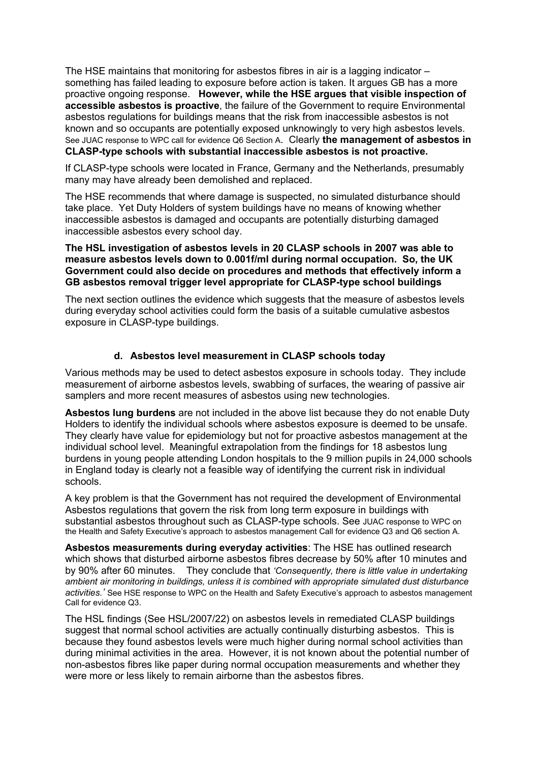The HSE maintains that monitoring for asbestos fibres in air is a lagging indicator – something has failed leading to exposure before action is taken. It argues GB has a more proactive ongoing response. **However, while the HSE argues that visible inspection of accessible asbestos is proactive**, the failure of the Government to require Environmental asbestos regulations for buildings means that the risk from inaccessible asbestos is not known and so occupants are potentially exposed unknowingly to very high asbestos levels. See JUAC response to WPC call for evidence Q6 Section A. Clearly **the management of asbestos in CLASP-type schools with substantial inaccessible asbestos is not proactive.**

If CLASP-type schools were located in France, Germany and the Netherlands, presumably many may have already been demolished and replaced.

The HSE recommends that where damage is suspected, no simulated disturbance should take place. Yet Duty Holders of system buildings have no means of knowing whether inaccessible asbestos is damaged and occupants are potentially disturbing damaged inaccessible asbestos every school day.

**The HSL investigation of asbestos levels in 20 CLASP schools in 2007 was able to measure asbestos levels down to 0.001f/ml during normal occupation. So, the UK Government could also decide on procedures and methods that effectively inform a GB asbestos removal trigger level appropriate for CLASP-type school buildings**

The next section outlines the evidence which suggests that the measure of asbestos levels during everyday school activities could form the basis of a suitable cumulative asbestos exposure in CLASP-type buildings.

### d. Asbestos level measurement in CLASP schools today

Various methods may be used to detect asbestos exposure in schools today. They include measurement of airborne asbestos levels, swabbing of surfaces, the wearing of passive air samplers and more recent measures of asbestos using new technologies.

**Asbestos lung burdens** are not included in the above list because they do not enable Duty Holders to identify the individual schools where asbestos exposure is deemed to be unsafe. They clearly have value for epidemiology but not for proactive asbestos management at the individual school level. Meaningful extrapolation from the findings for 18 asbestos lung burdens in young people attending London hospitals to the 9 million pupils in 24,000 schools in England today is clearly not a feasible way of identifying the current risk in individual schools.

A key problem is that the Government has not required the development of Environmental Asbestos regulations that govern the risk from long term exposure in buildings with substantial asbestos throughout such as CLASP-type schools. See JUAC response to WPC on the Health and Safety Executive's approach to asbestos management Call for evidence Q3 and Q6 section A.

**Asbestos measurements during everyday activities**: The HSE has outlined research which shows that disturbed airborne asbestos fibres decrease by 50% after 10 minutes and by 90% after 60 minutes. They conclude that *'Consequently, there is little value in undertaking ambient air monitoring in buildings, unless it is combined with appropriate simulated dust disturbance activities.'* See HSE response to WPC on the Health and Safety Executive's approach to asbestos management Call for evidence Q3.

The HSL findings (See HSL/2007/22) on asbestos levels in remediated CLASP buildings suggest that normal school activities are actually continually disturbing asbestos. This is because they found asbestos levels were much higher during normal school activities than during minimal activities in the area. However, it is not known about the potential number of non-asbestos fibres like paper during normal occupation measurements and whether they were more or less likely to remain airborne than the asbestos fibres.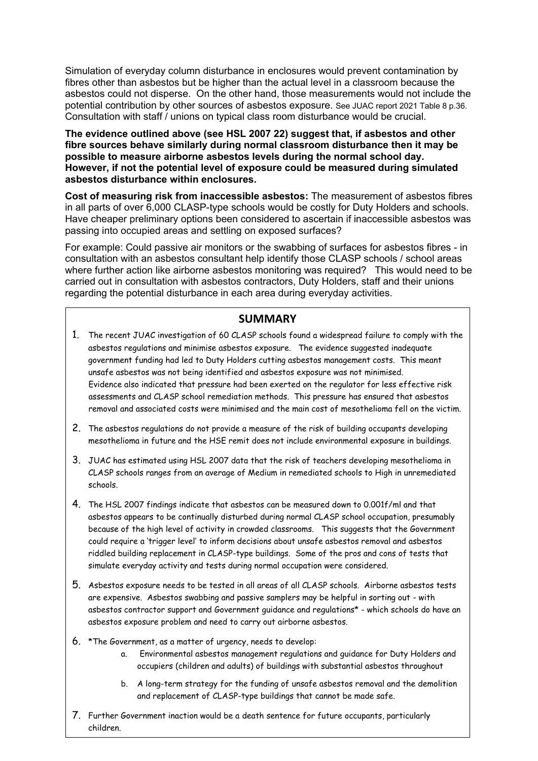Simulation of everyday column disturbance in enclosures would prevent contamination by fibres other than asbestos but be higher than the actual level in a classroom because the asbestos could not disperse. On the other hand, those measurements would not include the potential contribution by other sources of asbestos exposure. See JUAC report 2021 Table 8 p.36. Consultation with staff / unions on typical class room disturbance would be crucial.

**The evidence outlined above (see HSL 2007 22) suggest that, if asbestos and other fibre sources behave similarly during normal classroom disturbance then it may be possible to measure airborne asbestos levels during the normal school day. However, if not the potential level of exposure could be measured during simulated asbestos disturbance within enclosures.**

**Cost of measuring risk from inaccessible asbestos:** The measurement of asbestos fibres in all parts of over 6,000 CLASP-type schools would be costly for Duty Holders and schools. Have cheaper preliminary options been considered to ascertain if inaccessible asbestos was passing into occupied areas and settling on exposed surfaces?

For example: Could passive air monitors or the swabbing of surfaces for asbestos fibres - in consultation with an asbestos consultant help identify those CLASP schools / school areas where further action like airborne asbestos monitoring was required? This would need to be carried out in consultation with asbestos contractors, Duty Holders, staff and their unions regarding the potential disturbance in each area during everyday activities.

## SUMMARY

1. The recent JUAC investigation of 60 CLASP schools found a widespread failure to comply with the asbestos regulations and minimise asbestos exposure. The evidence suggested inadequate government funding had led to Duty Holders cutting asbestos management costs. This meant unsafe asbestos was not being identified and asbestos exposure was not minimised. Evidence also indicated that pressure had been exerted on the regulator for less effective risk assessments and CLASP school remediation methods. This pressure has ensured that asbestos removal and associated costs were minimised and the main cost of mesothelioma fell on the victim.
2. The asbestos regulations do not provide a measure of the risk of building occupants developing mesothelioma in future and the HSE remit does not include environmental exposure in buildings.
3. JUAC has estimated using HSL 2007 data that the risk of teachers developing mesothelioma in CLASP schools ranges from an average of Medium in remediated schools to High in unremediated schools.
4. The HSL 2007 findings indicate that asbestos can be measured down to 0.001f/ml and that asbestos appears to be continually disturbed during normal CLASP school occupation, presumably because of the high level of activity in crowded classrooms. This suggests that the Government could require a 'trigger level' to inform decisions about unsafe asbestos removal and asbestos riddled building replacement in CLASP-type buildings. Some of the pros and cons of tests that simulate everyday activity and tests during normal occupation were considered.
5. Asbestos exposure needs to be tested in all areas of all CLASP schools. Airborne asbestos tests are expensive. Asbestos swabbing and passive samplers may be helpful in sorting out - with asbestos contractor support and Government guidance and regulations* - which schools do have an asbestos exposure problem and need to carry out airborne asbestos.
6. *The Government, as a matter of urgency, needs to develop:
    a. Environmental asbestos management regulations and guidance for Duty Holders and occupiers (children and adults) of buildings with substantial asbestos throughout
    b. A long-term strategy for the funding of unsafe asbestos removal and the demolition and replacement of CLASP-type buildings that cannot be made safe.
7. Further Government inaction would be a death sentence for future occupants, particularly children.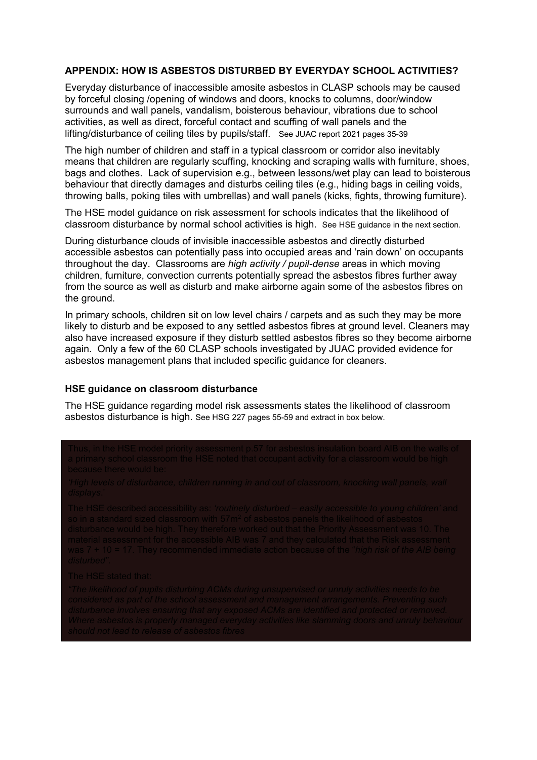**APPENDIX: HOW IS ASBESTOS DISTURBED BY EVERYDAY SCHOOL ACTIVITIES?**

Everyday disturbance of inaccessible amosite asbestos in CLASP schools may be caused by forceful closing /opening of windows and doors, knocks to columns, door/window surrounds and wall panels, vandalism, boisterous behaviour, vibrations due to school activities, as well as direct, forceful contact and scuffing of wall panels and the lifting/disturbance of ceiling tiles by pupils/staff. See JUAC report 2021 pages 35-39

The high number of children and staff in a typical classroom or corridor also inevitably means that children are regularly scuffing, knocking and scraping walls with furniture, shoes, bags and clothes. Lack of supervision e.g., between lessons/wet play can lead to boisterous behaviour that directly damages and disturbs ceiling tiles (e.g., hiding bags in ceiling voids, throwing balls, poking tiles with umbrellas) and wall panels (kicks, fights, throwing furniture).

The HSE model guidance on risk assessment for schools indicates that the likelihood of classroom disturbance by normal school activities is high. See HSE guidance in the next section.

During disturbance clouds of invisible inaccessible asbestos and directly disturbed accessible asbestos can potentially pass into occupied areas and 'rain down' on occupants throughout the day. Classrooms are *high activity / pupil-dense* areas in which moving children, furniture, convection currents potentially spread the asbestos fibres further away from the source as well as disturb and make airborne again some of the asbestos fibres on the ground.

In primary schools, children sit on low level chairs / carpets and as such they may be more likely to disturb and be exposed to any settled asbestos fibres at ground level. Cleaners may also have increased exposure if they disturb settled asbestos fibres so they become airborne again. Only a few of the 60 CLASP schools investigated by JUAC provided evidence for asbestos management plans that included specific guidance for cleaners.

**HSE guidance on classroom disturbance**

The HSE guidance regarding model risk assessments states the likelihood of classroom asbestos disturbance is high. See HSG 227 pages 55-59 and extract in box below.

Thus, in the HSE model priority assessment p.57 for asbestos insulation board AIB on the walls of a primary school classroom the HSE noted that occupant activity for a classroom would be high because there would be:

*'High levels of disturbance, children running in and out of classroom, knocking wall panels, wall displays.'*

The HSE described accessibility as: *'routinely disturbed – easily accessible to young children'* and so in a standard sized classroom with 57m$^2$ of asbestos panels the likelihood of asbestos disturbance would be high. They therefore worked out that the Priority Assessment was 10. The material assessment for the accessible AIB was 7 and they calculated that the Risk assessment was 7 + 10 = 17. They recommended immediate action because of the "*high risk of the AIB being disturbed"*.

The HSE stated that:

*"The likelihood of pupils disturbing ACMs during unsupervised or unruly activities needs to be considered as part of the school assessment and management arrangements. Preventing such disturbance involves ensuring that any exposed ACMs are identified and protected or removed. Where asbestos is properly managed everyday activities like slamming doors and unruly behaviour should not lead to release of asbestos fibres*